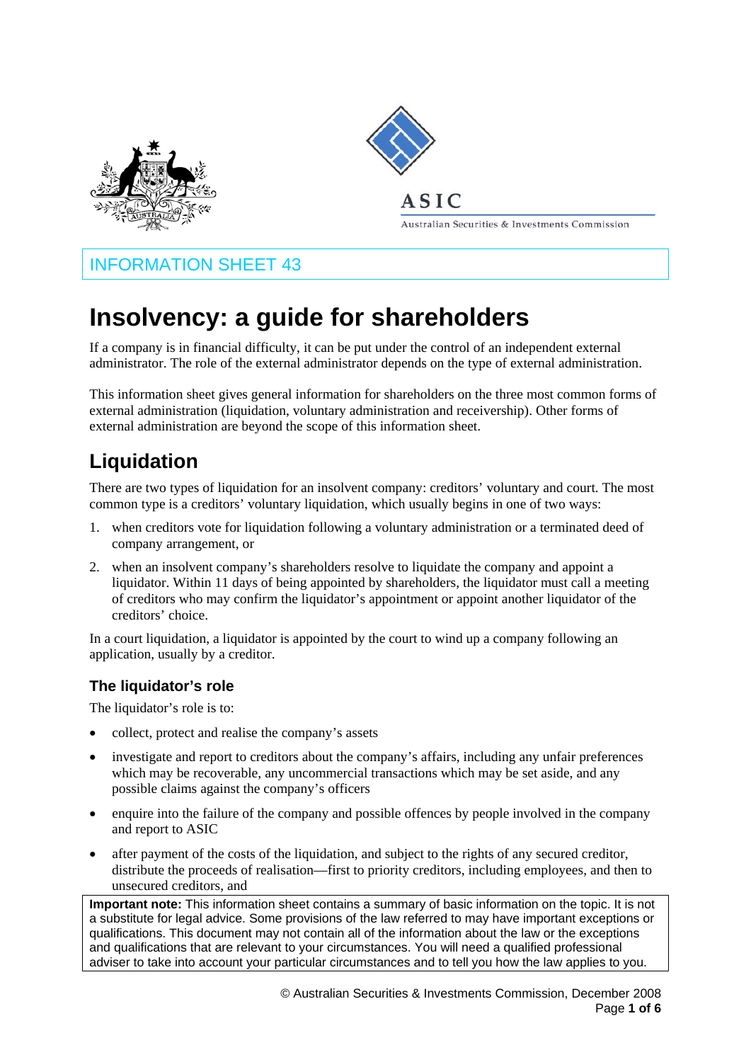INFORMATION SHEET 43

# Insolvency: a guide for shareholders

If a company is in financial difficulty, it can be put under the control of an independent external administrator. The role of the external administrator depends on the type of external administration.

This information sheet gives general information for shareholders on the three most common forms of external administration (liquidation, voluntary administration and receivership). Other forms of external administration are beyond the scope of this information sheet.

## Liquidation

There are two types of liquidation for an insolvent company: creditors' voluntary and court. The most common type is a creditors' voluntary liquidation, which usually begins in one of two ways:

1. when creditors vote for liquidation following a voluntary administration or a terminated deed of company arrangement, or
2. when an insolvent company's shareholders resolve to liquidate the company and appoint a liquidator. Within 11 days of being appointed by shareholders, the liquidator must call a meeting of creditors who may confirm the liquidator's appointment or appoint another liquidator of the creditors' choice.

In a court liquidation, a liquidator is appointed by the court to wind up a company following an application, usually by a creditor.

### The liquidator's role

The liquidator's role is to:

- collect, protect and realise the company's assets
- investigate and report to creditors about the company's affairs, including any unfair preferences which may be recoverable, any uncommercial transactions which may be set aside, and any possible claims against the company's officers
- enquire into the failure of the company and possible offences by people involved in the company and report to ASIC
- after payment of the costs of the liquidation, and subject to the rights of any secured creditor, distribute the proceeds of realisation—first to priority creditors, including employees, and then to unsecured creditors, and

**Important note:** This information sheet contains a summary of basic information on the topic. It is not a substitute for legal advice. Some provisions of the law referred to may have important exceptions or qualifications. This document may not contain all of the information about the law or the exceptions and qualifications that are relevant to your circumstances. You will need a qualified professional adviser to take into account your particular circumstances and to tell you how the law applies to you.

© Australian Securities & Investments Commission, December 2008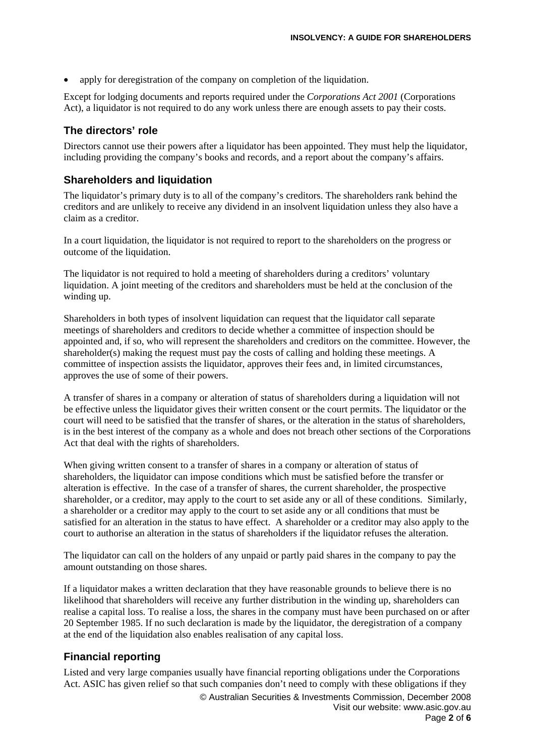- apply for deregistration of the company on completion of the liquidation.

Except for lodging documents and reports required under the *Corporations Act 2001* (Corporations Act), a liquidator is not required to do any work unless there are enough assets to pay their costs.

## The directors' role

Directors cannot use their powers after a liquidator has been appointed. They must help the liquidator, including providing the company's books and records, and a report about the company's affairs.

## Shareholders and liquidation

The liquidator's primary duty is to all of the company's creditors. The shareholders rank behind the creditors and are unlikely to receive any dividend in an insolvent liquidation unless they also have a claim as a creditor.

In a court liquidation, the liquidator is not required to report to the shareholders on the progress or outcome of the liquidation.

The liquidator is not required to hold a meeting of shareholders during a creditors' voluntary liquidation. A joint meeting of the creditors and shareholders must be held at the conclusion of the winding up.

Shareholders in both types of insolvent liquidation can request that the liquidator call separate meetings of shareholders and creditors to decide whether a committee of inspection should be appointed and, if so, who will represent the shareholders and creditors on the committee. However, the shareholder(s) making the request must pay the costs of calling and holding these meetings. A committee of inspection assists the liquidator, approves their fees and, in limited circumstances, approves the use of some of their powers.

A transfer of shares in a company or alteration of status of shareholders during a liquidation will not be effective unless the liquidator gives their written consent or the court permits. The liquidator or the court will need to be satisfied that the transfer of shares, or the alteration in the status of shareholders, is in the best interest of the company as a whole and does not breach other sections of the Corporations Act that deal with the rights of shareholders.

When giving written consent to a transfer of shares in a company or alteration of status of shareholders, the liquidator can impose conditions which must be satisfied before the transfer or alteration is effective. In the case of a transfer of shares, the current shareholder, the prospective shareholder, or a creditor, may apply to the court to set aside any or all of these conditions. Similarly, a shareholder or a creditor may apply to the court to set aside any or all conditions that must be satisfied for an alteration in the status to have effect. A shareholder or a creditor may also apply to the court to authorise an alteration in the status of shareholders if the liquidator refuses the alteration.

The liquidator can call on the holders of any unpaid or partly paid shares in the company to pay the amount outstanding on those shares.

If a liquidator makes a written declaration that they have reasonable grounds to believe there is no likelihood that shareholders will receive any further distribution in the winding up, shareholders can realise a capital loss. To realise a loss, the shares in the company must have been purchased on or after 20 September 1985. If no such declaration is made by the liquidator, the deregistration of a company at the end of the liquidation also enables realisation of any capital loss.

## Financial reporting

Listed and very large companies usually have financial reporting obligations under the Corporations Act. ASIC has given relief so that such companies don't need to comply with these obligations if they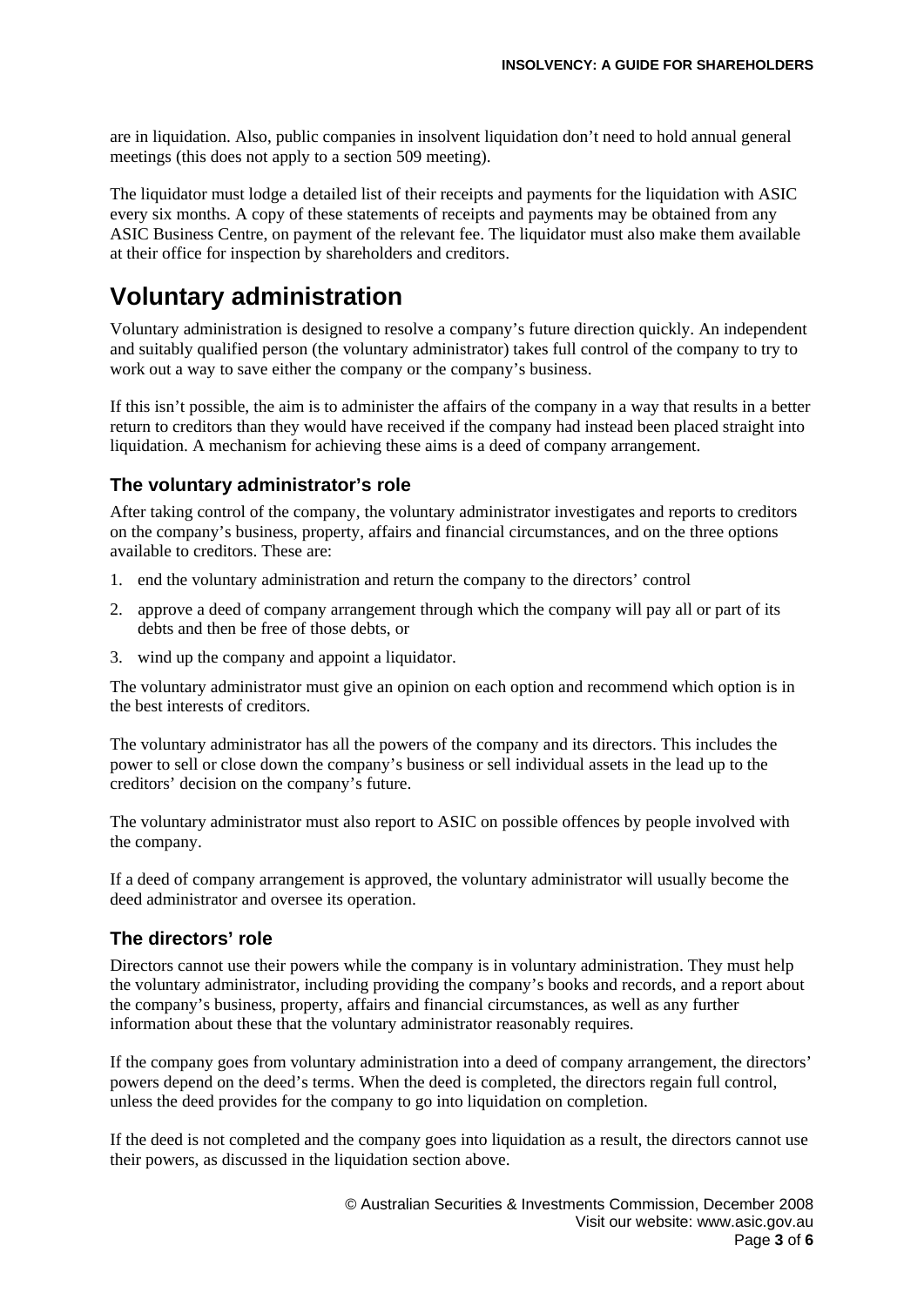are in liquidation. Also, public companies in insolvent liquidation don't need to hold annual general meetings (this does not apply to a section 509 meeting).

The liquidator must lodge a detailed list of their receipts and payments for the liquidation with ASIC every six months. A copy of these statements of receipts and payments may be obtained from any ASIC Business Centre, on payment of the relevant fee. The liquidator must also make them available at their office for inspection by shareholders and creditors.

# Voluntary administration

Voluntary administration is designed to resolve a company's future direction quickly. An independent and suitably qualified person (the voluntary administrator) takes full control of the company to try to work out a way to save either the company or the company's business.

If this isn't possible, the aim is to administer the affairs of the company in a way that results in a better return to creditors than they would have received if the company had instead been placed straight into liquidation. A mechanism for achieving these aims is a deed of company arrangement.

## The voluntary administrator's role

After taking control of the company, the voluntary administrator investigates and reports to creditors on the company's business, property, affairs and financial circumstances, and on the three options available to creditors. These are:

1. end the voluntary administration and return the company to the directors' control
2. approve a deed of company arrangement through which the company will pay all or part of its debts and then be free of those debts, or
3. wind up the company and appoint a liquidator.

The voluntary administrator must give an opinion on each option and recommend which option is in the best interests of creditors.

The voluntary administrator has all the powers of the company and its directors. This includes the power to sell or close down the company's business or sell individual assets in the lead up to the creditors' decision on the company's future.

The voluntary administrator must also report to ASIC on possible offences by people involved with the company.

If a deed of company arrangement is approved, the voluntary administrator will usually become the deed administrator and oversee its operation.

## The directors' role

Directors cannot use their powers while the company is in voluntary administration. They must help the voluntary administrator, including providing the company's books and records, and a report about the company's business, property, affairs and financial circumstances, as well as any further information about these that the voluntary administrator reasonably requires.

If the company goes from voluntary administration into a deed of company arrangement, the directors' powers depend on the deed's terms. When the deed is completed, the directors regain full control, unless the deed provides for the company to go into liquidation on completion.

If the deed is not completed and the company goes into liquidation as a result, the directors cannot use their powers, as discussed in the liquidation section above.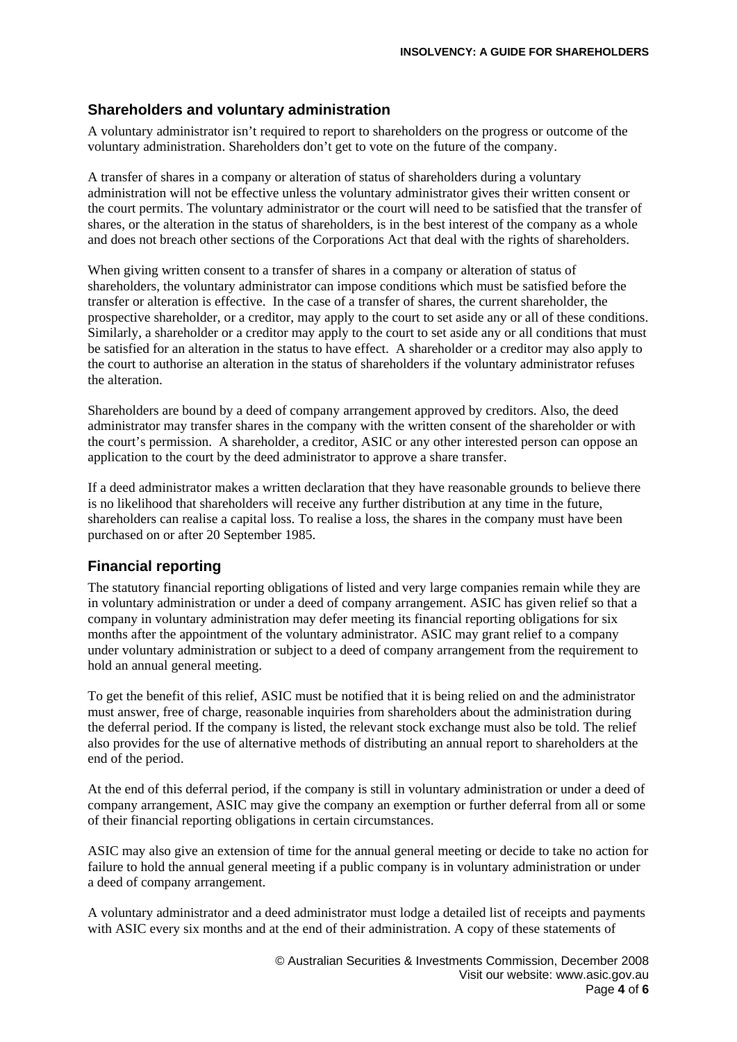## Shareholders and voluntary administration

A voluntary administrator isn't required to report to shareholders on the progress or outcome of the voluntary administration. Shareholders don't get to vote on the future of the company.

A transfer of shares in a company or alteration of status of shareholders during a voluntary administration will not be effective unless the voluntary administrator gives their written consent or the court permits. The voluntary administrator or the court will need to be satisfied that the transfer of shares, or the alteration in the status of shareholders, is in the best interest of the company as a whole and does not breach other sections of the Corporations Act that deal with the rights of shareholders.

When giving written consent to a transfer of shares in a company or alteration of status of shareholders, the voluntary administrator can impose conditions which must be satisfied before the transfer or alteration is effective. In the case of a transfer of shares, the current shareholder, the prospective shareholder, or a creditor, may apply to the court to set aside any or all of these conditions. Similarly, a shareholder or a creditor may apply to the court to set aside any or all conditions that must be satisfied for an alteration in the status to have effect. A shareholder or a creditor may also apply to the court to authorise an alteration in the status of shareholders if the voluntary administrator refuses the alteration.

Shareholders are bound by a deed of company arrangement approved by creditors. Also, the deed administrator may transfer shares in the company with the written consent of the shareholder or with the court's permission. A shareholder, a creditor, ASIC or any other interested person can oppose an application to the court by the deed administrator to approve a share transfer.

If a deed administrator makes a written declaration that they have reasonable grounds to believe there is no likelihood that shareholders will receive any further distribution at any time in the future, shareholders can realise a capital loss. To realise a loss, the shares in the company must have been purchased on or after 20 September 1985.

## Financial reporting

The statutory financial reporting obligations of listed and very large companies remain while they are in voluntary administration or under a deed of company arrangement. ASIC has given relief so that a company in voluntary administration may defer meeting its financial reporting obligations for six months after the appointment of the voluntary administrator. ASIC may grant relief to a company under voluntary administration or subject to a deed of company arrangement from the requirement to hold an annual general meeting.

To get the benefit of this relief, ASIC must be notified that it is being relied on and the administrator must answer, free of charge, reasonable inquiries from shareholders about the administration during the deferral period. If the company is listed, the relevant stock exchange must also be told. The relief also provides for the use of alternative methods of distributing an annual report to shareholders at the end of the period.

At the end of this deferral period, if the company is still in voluntary administration or under a deed of company arrangement, ASIC may give the company an exemption or further deferral from all or some of their financial reporting obligations in certain circumstances.

ASIC may also give an extension of time for the annual general meeting or decide to take no action for failure to hold the annual general meeting if a public company is in voluntary administration or under a deed of company arrangement.

A voluntary administrator and a deed administrator must lodge a detailed list of receipts and payments with ASIC every six months and at the end of their administration. A copy of these statements of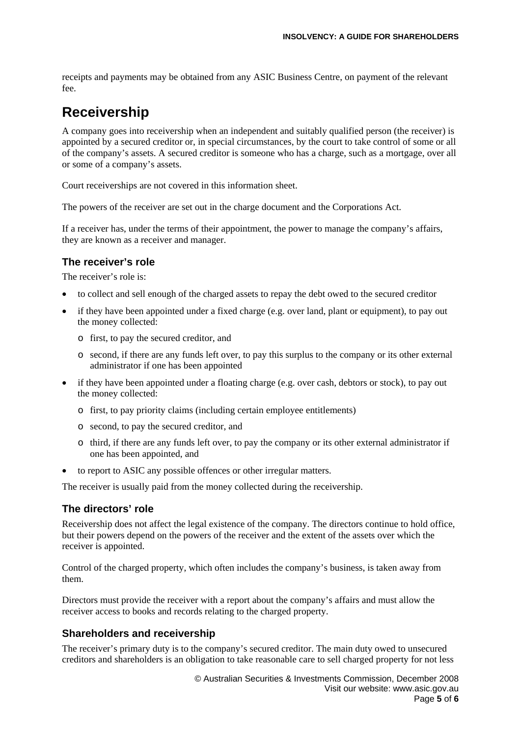receipts and payments may be obtained from any ASIC Business Centre, on payment of the relevant fee.

# Receivership

A company goes into receivership when an independent and suitably qualified person (the receiver) is appointed by a secured creditor or, in special circumstances, by the court to take control of some or all of the company's assets. A secured creditor is someone who has a charge, such as a mortgage, over all or some of a company's assets.

Court receiverships are not covered in this information sheet.

The powers of the receiver are set out in the charge document and the Corporations Act.

If a receiver has, under the terms of their appointment, the power to manage the company's affairs, they are known as a receiver and manager.

## The receiver's role

The receiver's role is:

- to collect and sell enough of the charged assets to repay the debt owed to the secured creditor
- if they have been appointed under a fixed charge (e.g. over land, plant or equipment), to pay out the money collected:
  - first, to pay the secured creditor, and
  - second, if there are any funds left over, to pay this surplus to the company or its other external administrator if one has been appointed
- if they have been appointed under a floating charge (e.g. over cash, debtors or stock), to pay out the money collected:
  - first, to pay priority claims (including certain employee entitlements)
  - second, to pay the secured creditor, and
  - third, if there are any funds left over, to pay the company or its other external administrator if one has been appointed, and
- to report to ASIC any possible offences or other irregular matters.

The receiver is usually paid from the money collected during the receivership.

## The directors' role

Receivership does not affect the legal existence of the company. The directors continue to hold office, but their powers depend on the powers of the receiver and the extent of the assets over which the receiver is appointed.

Control of the charged property, which often includes the company's business, is taken away from them.

Directors must provide the receiver with a report about the company's affairs and must allow the receiver access to books and records relating to the charged property.

## Shareholders and receivership

The receiver's primary duty is to the company's secured creditor. The main duty owed to unsecured creditors and shareholders is an obligation to take reasonable care to sell charged property for not less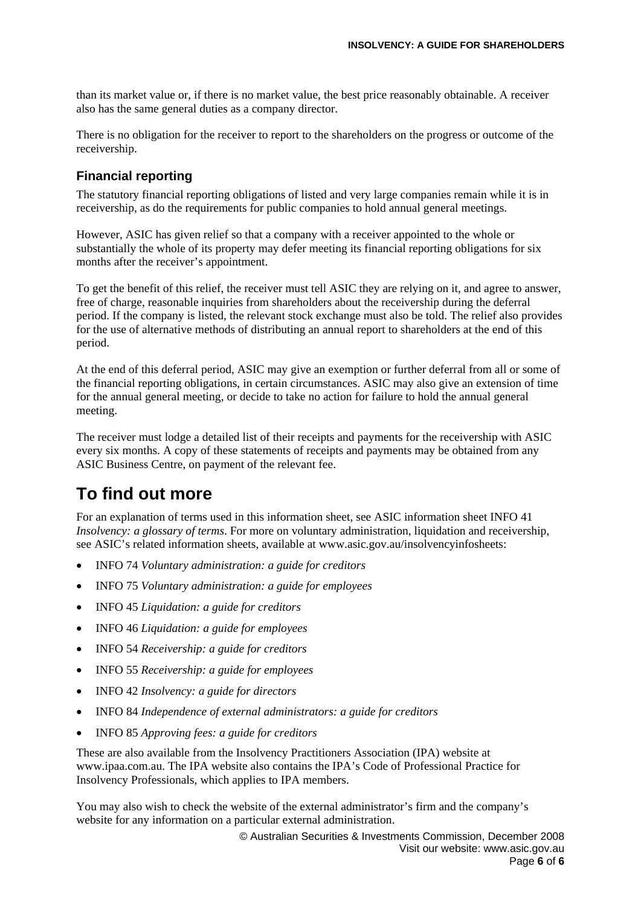than its market value or, if there is no market value, the best price reasonably obtainable. A receiver also has the same general duties as a company director.

There is no obligation for the receiver to report to the shareholders on the progress or outcome of the receivership.

### Financial reporting

The statutory financial reporting obligations of listed and very large companies remain while it is in receivership, as do the requirements for public companies to hold annual general meetings.

However, ASIC has given relief so that a company with a receiver appointed to the whole or substantially the whole of its property may defer meeting its financial reporting obligations for six months after the receiver's appointment.

To get the benefit of this relief, the receiver must tell ASIC they are relying on it, and agree to answer, free of charge, reasonable inquiries from shareholders about the receivership during the deferral period. If the company is listed, the relevant stock exchange must also be told. The relief also provides for the use of alternative methods of distributing an annual report to shareholders at the end of this period.

At the end of this deferral period, ASIC may give an exemption or further deferral from all or some of the financial reporting obligations, in certain circumstances. ASIC may also give an extension of time for the annual general meeting, or decide to take no action for failure to hold the annual general meeting.

The receiver must lodge a detailed list of their receipts and payments for the receivership with ASIC every six months. A copy of these statements of receipts and payments may be obtained from any ASIC Business Centre, on payment of the relevant fee.

## To find out more

For an explanation of terms used in this information sheet, see ASIC information sheet INFO 41 *Insolvency: a glossary of terms*. For more on voluntary administration, liquidation and receivership, see ASIC's related information sheets, available at www.asic.gov.au/insolvencyinfosheets:

- INFO 74 *Voluntary administration: a guide for creditors*
- INFO 75 *Voluntary administration: a guide for employees*
- INFO 45 *Liquidation: a guide for creditors*
- INFO 46 *Liquidation: a guide for employees*
- INFO 54 *Receivership: a guide for creditors*
- INFO 55 *Receivership: a guide for employees*
- INFO 42 *Insolvency: a guide for directors*
- INFO 84 *Independence of external administrators: a guide for creditors*
- INFO 85 *Approving fees: a guide for creditors*

These are also available from the Insolvency Practitioners Association (IPA) website at www.ipaa.com.au. The IPA website also contains the IPA's Code of Professional Practice for Insolvency Professionals, which applies to IPA members.

You may also wish to check the website of the external administrator's firm and the company's website for any information on a particular external administration.

© Australian Securities & Investments Commission, December 2008
Visit our website: www.asic.gov.au